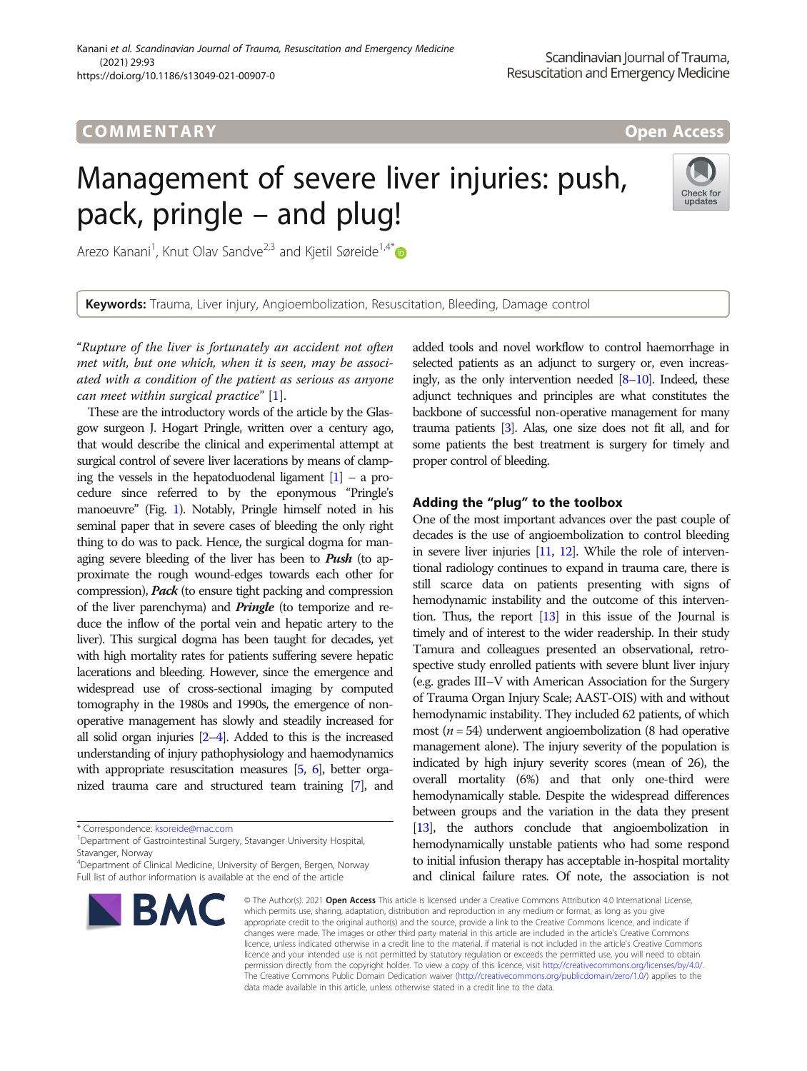COMMENTARY

Open Access

# Management of severe liver injuries: push, pack, pringle – and plug!

Arezo Kanani[1], Knut Olav Sandve[2,3] and Kjetil Søreide[1,4*]

**Keywords:** Trauma, Liver injury, Angioembolization, Resuscitation, Bleeding, Damage control

"*Rupture of the liver is fortunately an accident not often met with, but one which, when it is seen, may be associated with a condition of the patient as serious as anyone can meet within surgical practice*" [1].

These are the introductory words of the article by the Glasgow surgeon J. Hogart Pringle, written over a century ago, that would describe the clinical and experimental attempt at surgical control of severe liver lacerations by means of clamping the vessels in the hepatoduodenal ligament [1] – a procedure since referred to by the eponymous "Pringle's manoeuvre" (Fig. 1). Notably, Pringle himself noted in his seminal paper that in severe cases of bleeding the only right thing to do was to pack. Hence, the surgical dogma for managing severe bleeding of the liver has been to ***Push*** (to approximate the rough wound-edges towards each other for compression), ***Pack*** (to ensure tight packing and compression of the liver parenchyma) and ***Pringle*** (to temporize and reduce the inflow of the portal vein and hepatic artery to the liver). This surgical dogma has been taught for decades, yet with high mortality rates for patients suffering severe hepatic lacerations and bleeding. However, since the emergence and widespread use of cross-sectional imaging by computed tomography in the 1980s and 1990s, the emergence of non-operative management has slowly and steadily increased for all solid organ injuries [2–4]. Added to this is the increased understanding of injury pathophysiology and haemodynamics with appropriate resuscitation measures [5, 6], better organized trauma care and structured team training [7], and added tools and novel workflow to control haemorrhage in selected patients as an adjunct to surgery or, even increasingly, as the only intervention needed [8–10]. Indeed, these adjunct techniques and principles are what constitutes the backbone of successful non-operative management for many trauma patients [3]. Alas, one size does not fit all, and for some patients the best treatment is surgery for timely and proper control of bleeding.

## Adding the "plug" to the toolbox

One of the most important advances over the past couple of decades is the use of angioembolization to control bleeding in severe liver injuries [11, 12]. While the role of interventional radiology continues to expand in trauma care, there is still scarce data on patients presenting with signs of hemodynamic instability and the outcome of this intervention. Thus, the report [13] in this issue of the Journal is timely and of interest to the wider readership. In their study Tamura and colleagues presented an observational, retrospective study enrolled patients with severe blunt liver injury (e.g. grades III–V with American Association for the Surgery of Trauma Organ Injury Scale; AAST-OIS) with and without hemodynamic instability. They included 62 patients, of which most ($n = 54$) underwent angioembolization (8 had operative management alone). The injury severity of the population is indicated by high injury severity scores (mean of 26), the overall mortality (6%) and that only one-third were hemodynamically stable. Despite the widespread differences between groups and the variation in the data they present [13], the authors conclude that angioembolization in hemodynamically unstable patients who had some respond to initial infusion therapy has acceptable in-hospital mortality and clinical failure rates. Of note, the association is not

* Correspondence: ksoreide@mac.com
[1]Department of Gastrointestinal Surgery, Stavanger University Hospital, Stavanger, Norway
[4]Department of Clinical Medicine, University of Bergen, Bergen, Norway
Full list of author information is available at the end of the article

© The Author(s). 2021 **Open Access** This article is licensed under a Creative Commons Attribution 4.0 International License, which permits use, sharing, adaptation, distribution and reproduction in any medium or format, as long as you give appropriate credit to the original author(s) and the source, provide a link to the Creative Commons licence, and indicate if changes were made. The images or other third party material in this article are included in the article's Creative Commons licence, unless indicated otherwise in a credit line to the material. If material is not included in the article's Creative Commons licence and your intended use is not permitted by statutory regulation or exceeds the permitted use, you will need to obtain permission directly from the copyright holder. To view a copy of this licence, visit http://creativecommons.org/licenses/by/4.0/. The Creative Commons Public Domain Dedication waiver (http://creativecommons.org/publicdomain/zero/1.0/) applies to the data made available in this article, unless otherwise stated in a credit line to the data.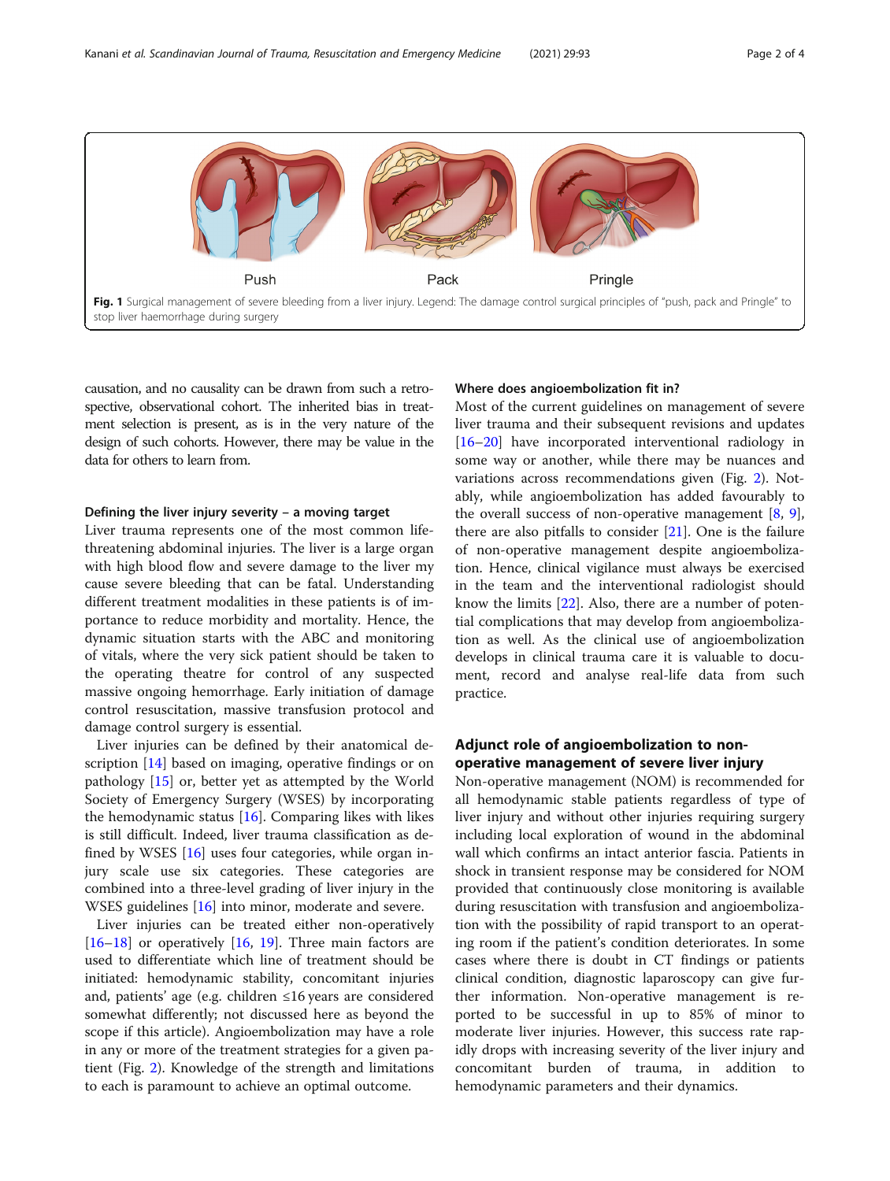Push

Pack

Pringle

**Fig. 1** Surgical management of severe bleeding from a liver injury. Legend: The damage control surgical principles of "push, pack and Pringle" to stop liver haemorrhage during surgery

causation, and no causality can be drawn from such a retrospective, observational cohort. The inherited bias in treatment selection is present, as is in the very nature of the design of such cohorts. However, there may be value in the data for others to learn from.

### Defining the liver injury severity – a moving target

Liver trauma represents one of the most common life-threatening abdominal injuries. The liver is a large organ with high blood flow and severe damage to the liver my cause severe bleeding that can be fatal. Understanding different treatment modalities in these patients is of importance to reduce morbidity and mortality. Hence, the dynamic situation starts with the ABC and monitoring of vitals, where the very sick patient should be taken to the operating theatre for control of any suspected massive ongoing hemorrhage. Early initiation of damage control resuscitation, massive transfusion protocol and damage control surgery is essential.

Liver injuries can be defined by their anatomical description [14] based on imaging, operative findings or on pathology [15] or, better yet as attempted by the World Society of Emergency Surgery (WSES) by incorporating the hemodynamic status [16]. Comparing likes with likes is still difficult. Indeed, liver trauma classification as defined by WSES [16] uses four categories, while organ injury scale use six categories. These categories are combined into a three-level grading of liver injury in the WSES guidelines [16] into minor, moderate and severe.

Liver injuries can be treated either non-operatively [16–18] or operatively [16, 19]. Three main factors are used to differentiate which line of treatment should be initiated: hemodynamic stability, concomitant injuries and, patients' age (e.g. children ≤16 years are considered somewhat differently; not discussed here as beyond the scope if this article). Angioembolization may have a role in any or more of the treatment strategies for a given patient (Fig. 2). Knowledge of the strength and limitations to each is paramount to achieve an optimal outcome.

### Where does angioembolization fit in?

Most of the current guidelines on management of severe liver trauma and their subsequent revisions and updates [16–20] have incorporated interventional radiology in some way or another, while there may be nuances and variations across recommendations given (Fig. 2). Notably, while angioembolization has added favourably to the overall success of non-operative management [8, 9], there are also pitfalls to consider [21]. One is the failure of non-operative management despite angioembolization. Hence, clinical vigilance must always be exercised in the team and the interventional radiologist should know the limits [22]. Also, there are a number of potential complications that may develop from angioembolization as well. As the clinical use of angioembolization develops in clinical trauma care it is valuable to document, record and analyse real-life data from such practice.

## Adjunct role of angioembolization to non-operative management of severe liver injury

Non-operative management (NOM) is recommended for all hemodynamic stable patients regardless of type of liver injury and without other injuries requiring surgery including local exploration of wound in the abdominal wall which confirms an intact anterior fascia. Patients in shock in transient response may be considered for NOM provided that continuously close monitoring is available during resuscitation with transfusion and angioembolization with the possibility of rapid transport to an operating room if the patient's condition deteriorates. In some cases where there is doubt in CT findings or patients clinical condition, diagnostic laparoscopy can give further information. Non-operative management is reported to be successful in up to 85% of minor to moderate liver injuries. However, this success rate rapidly drops with increasing severity of the liver injury and concomitant burden of trauma, in addition to hemodynamic parameters and their dynamics.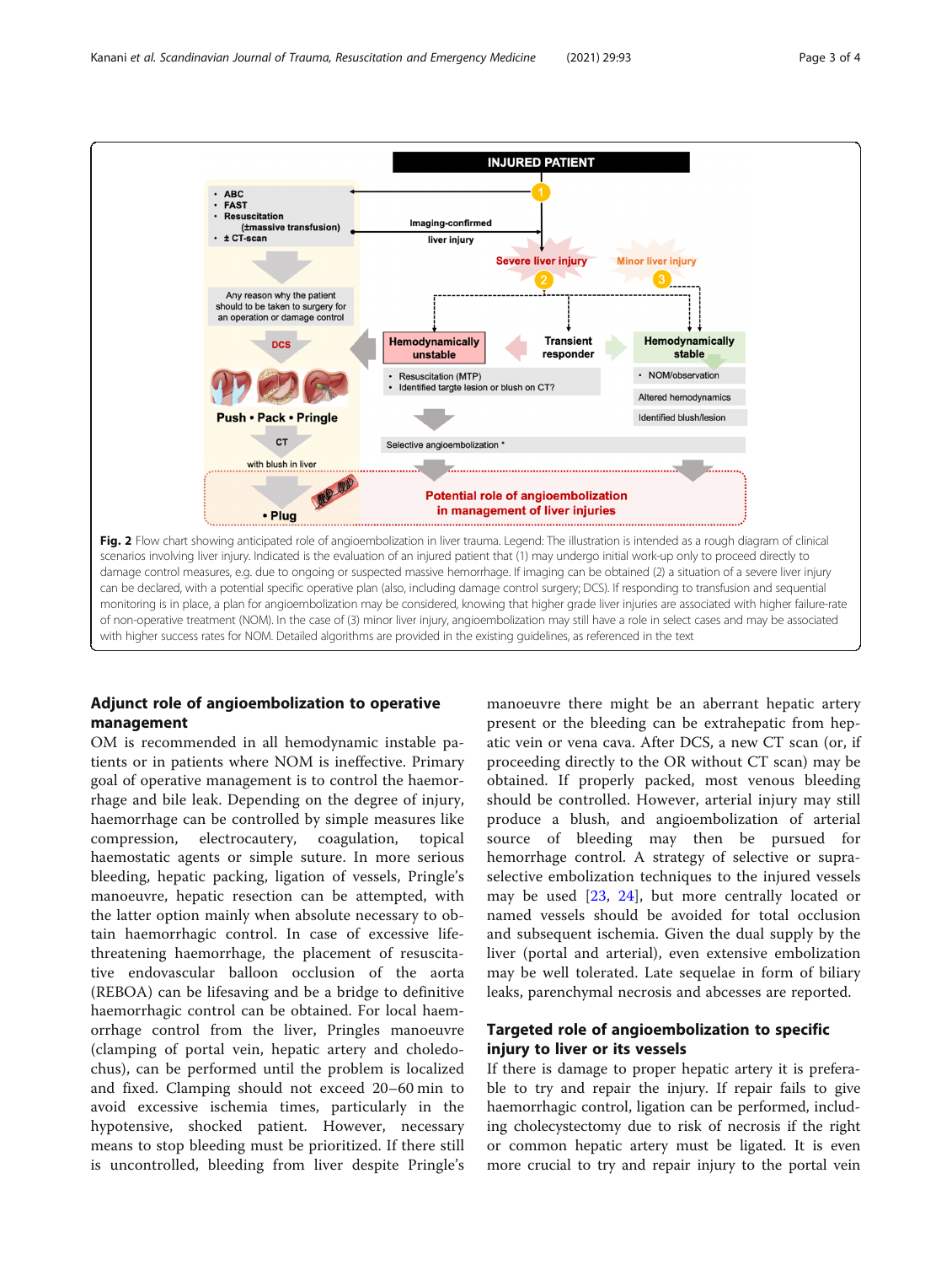INJURED PATIENT

- ABC
- FAST
- Resuscitation (±massive transfusion)
- ± CT-scan

Imaging-confirmed liver injury

Severe liver injury

Minor liver injury

Any reason why the patient should to be taken to surgery for an operation or damage control

DCS

Push • Pack • Pringle

CT

with blush in liver

• Plug

Hemodynamically unstable

Transient responder

Hemodynamically stable

- Resuscitation (MTP)
- Identified targte lesion or blush on CT?

- NOM/observation

Altered hemodynamics

Identified blush/lesion

Selective angioembolization *

Potential role of angioembolization in management of liver injuries

**Fig. 2** Flow chart showing anticipated role of angioembolization in liver trauma. Legend: The illustration is intended as a rough diagram of clinical scenarios involving liver injury. Indicated is the evaluation of an injured patient that (1) may undergo initial work-up only to proceed directly to damage control measures, e.g. due to ongoing or suspected massive hemorrhage. If imaging can be obtained (2) a situation of a severe liver injury can be declared, with a potential specific operative plan (also, including damage control surgery; DCS). If responding to transfusion and sequential monitoring is in place, a plan for angioembolization may be considered, knowing that higher grade liver injuries are associated with higher failure-rate of non-operative treatment (NOM). In the case of (3) minor liver injury, angioembolization may still have a role in select cases and may be associated with higher success rates for NOM. Detailed algorithms are provided in the existing guidelines, as referenced in the text

## Adjunct role of angioembolization to operative management

OM is recommended in all hemodynamic instable patients or in patients where NOM is ineffective. Primary goal of operative management is to control the haemorrhage and bile leak. Depending on the degree of injury, haemorrhage can be controlled by simple measures like compression, electrocautery, coagulation, topical haemostatic agents or simple suture. In more serious bleeding, hepatic packing, ligation of vessels, Pringle's manoeuvre, hepatic resection can be attempted, with the latter option mainly when absolute necessary to obtain haemorrhagic control. In case of excessive life-threatening haemorrhage, the placement of resuscitative endovascular balloon occlusion of the aorta (REBOA) can be lifesaving and be a bridge to definitive haemorrhagic control can be obtained. For local haemorrhage control from the liver, Pringles manoeuvre (clamping of portal vein, hepatic artery and choledochus), can be performed until the problem is localized and fixed. Clamping should not exceed 20–60 min to avoid excessive ischemia times, particularly in the hypotensive, shocked patient. However, necessary means to stop bleeding must be prioritized. If there still is uncontrolled, bleeding from liver despite Pringle's manoeuvre there might be an aberrant hepatic artery present or the bleeding can be extrahepatic from hepatic vein or vena cava. After DCS, a new CT scan (or, if proceeding directly to the OR without CT scan) may be obtained. If properly packed, most venous bleeding should be controlled. However, arterial injury may still produce a blush, and angioembolization of arterial source of bleeding may then be pursued for hemorrhage control. A strategy of selective or supra-selective embolization techniques to the injured vessels may be used [23, 24], but more centrally located or named vessels should be avoided for total occlusion and subsequent ischemia. Given the dual supply by the liver (portal and arterial), even extensive embolization may be well tolerated. Late sequelae in form of biliary leaks, parenchymal necrosis and abcesses are reported.

## Targeted role of angioembolization to specific injury to liver or its vessels

If there is damage to proper hepatic artery it is preferable to try and repair the injury. If repair fails to give haemorrhagic control, ligation can be performed, including cholecystectomy due to risk of necrosis if the right or common hepatic artery must be ligated. It is even more crucial to try and repair injury to the portal vein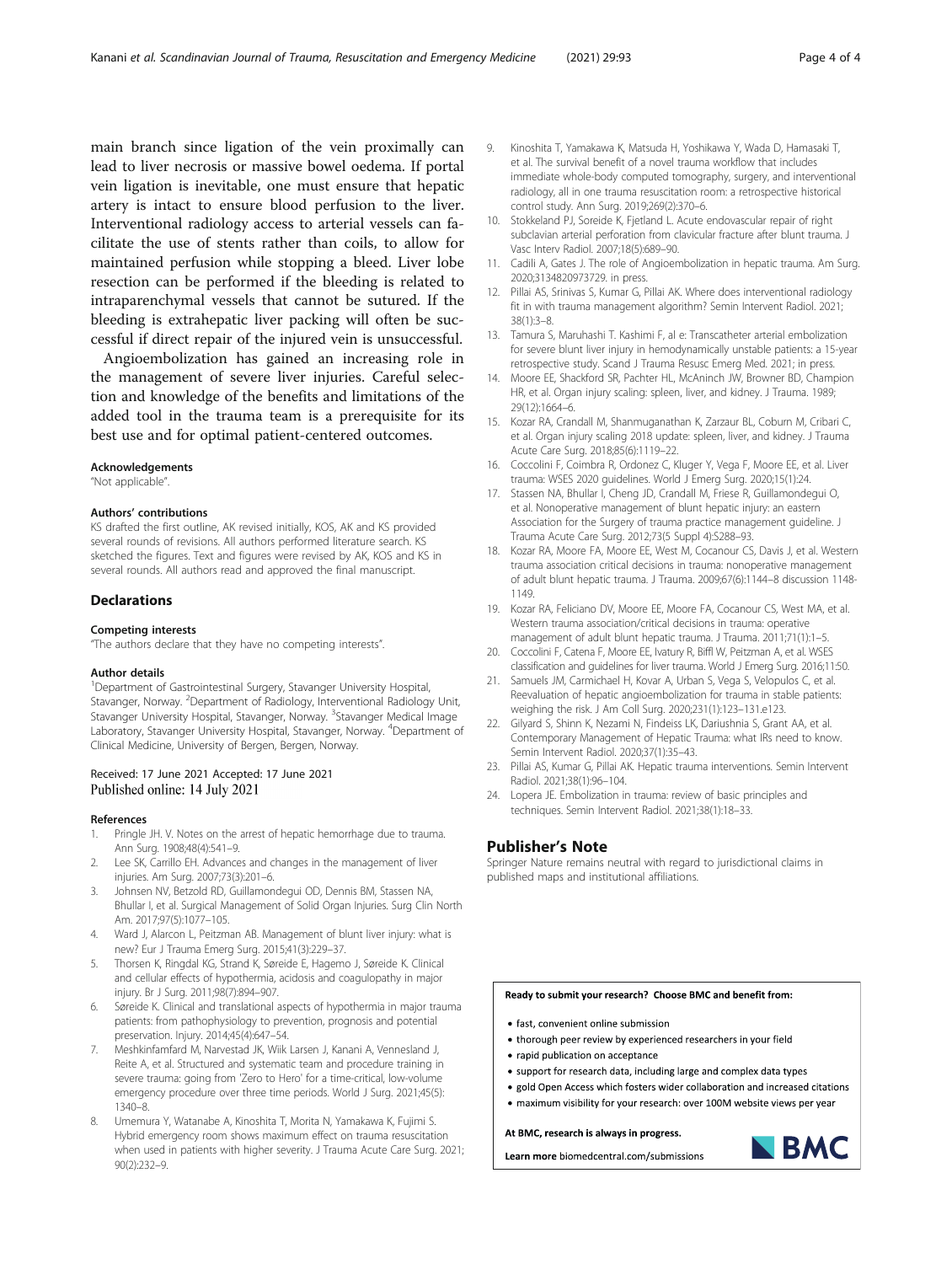main branch since ligation of the vein proximally can lead to liver necrosis or massive bowel oedema. If portal vein ligation is inevitable, one must ensure that hepatic artery is intact to ensure blood perfusion to the liver. Interventional radiology access to arterial vessels can facilitate the use of stents rather than coils, to allow for maintained perfusion while stopping a bleed. Liver lobe resection can be performed if the bleeding is related to intraparenchymal vessels that cannot be sutured. If the bleeding is extrahepatic liver packing will often be successful if direct repair of the injured vein is unsuccessful.

Angioembolization has gained an increasing role in the management of severe liver injuries. Careful selection and knowledge of the benefits and limitations of the added tool in the trauma team is a prerequisite for its best use and for optimal patient-centered outcomes.

#### Acknowledgements

"Not applicable".

#### Authors' contributions

KS drafted the first outline, AK revised initially, KOS, AK and KS provided several rounds of revisions. All authors performed literature search. KS sketched the figures. Text and figures were revised by AK, KOS and KS in several rounds. All authors read and approved the final manuscript.

## Declarations

#### Competing interests

"The authors declare that they have no competing interests".

#### Author details

[1]Department of Gastrointestinal Surgery, Stavanger University Hospital, Stavanger, Norway. [2]Department of Radiology, Interventional Radiology Unit, Stavanger University Hospital, Stavanger, Norway. [3]Stavanger Medical Image Laboratory, Stavanger University Hospital, Stavanger, Norway. [4]Department of Clinical Medicine, University of Bergen, Bergen, Norway.

Received: 17 June 2021 Accepted: 17 June 2021
Published online: 14 July 2021

#### References

1. Pringle JH. V. Notes on the arrest of hepatic hemorrhage due to trauma. Ann Surg. 1908;48(4):541–9.
2. Lee SK, Carrillo EH. Advances and changes in the management of liver injuries. Am Surg. 2007;73(3):201–6.
3. Johnsen NV, Betzold RD, Guillamondegui OD, Dennis BM, Stassen NA, Bhullar I, et al. Surgical Management of Solid Organ Injuries. Surg Clin North Am. 2017;97(5):1077–105.
4. Ward J, Alarcon L, Peitzman AB. Management of blunt liver injury: what is new? Eur J Trauma Emerg Surg. 2015;41(3):229–37.
5. Thorsen K, Ringdal KG, Strand K, Søreide E, Hagemo J, Søreide K. Clinical and cellular effects of hypothermia, acidosis and coagulopathy in major injury. Br J Surg. 2011;98(7):894–907.
6. Søreide K. Clinical and translational aspects of hypothermia in major trauma patients: from pathophysiology to prevention, prognosis and potential preservation. Injury. 2014;45(4):647–54.
7. Meshkinfamfard M, Narvestad JK, Wiik Larsen J, Kanani A, Vennesland J, Reite A, et al. Structured and systematic team and procedure training in severe trauma: going from 'Zero to Hero' for a time-critical, low-volume emergency procedure over three time periods. World J Surg. 2021;45(5):1340–8.
8. Umemura Y, Watanabe A, Kinoshita T, Morita N, Yamakawa K, Fujimi S. Hybrid emergency room shows maximum effect on trauma resuscitation when used in patients with higher severity. J Trauma Acute Care Surg. 2021;90(2):232–9.
9. Kinoshita T, Yamakawa K, Matsuda H, Yoshikawa Y, Wada D, Hamasaki T, et al. The survival benefit of a novel trauma workflow that includes immediate whole-body computed tomography, surgery, and interventional radiology, all in one trauma resuscitation room: a retrospective historical control study. Ann Surg. 2019;269(2):370–6.
10. Stokkeland PJ, Soreide K, Fjetland L. Acute endovascular repair of right subclavian arterial perforation from clavicular fracture after blunt trauma. J Vasc Interv Radiol. 2007;18(5):689–90.
11. Cadili A, Gates J. The role of Angioembolization in hepatic trauma. Am Surg. 2020;3134820973729. in press.
12. Pillai AS, Srinivas S, Kumar G, Pillai AK. Where does interventional radiology fit in with trauma management algorithm? Semin Intervent Radiol. 2021;38(1):3–8.
13. Tamura S, Maruhashi T. Kashimi F, al e: Transcatheter arterial embolization for severe blunt liver injury in hemodynamically unstable patients: a 15-year retrospective study. Scand J Trauma Resusc Emerg Med. 2021; in press.
14. Moore EE, Shackford SR, Pachter HL, McAninch JW, Browner BD, Champion HR, et al. Organ injury scaling: spleen, liver, and kidney. J Trauma. 1989;29(12):1664–6.
15. Kozar RA, Crandall M, Shanmuganathan K, Zarzaur BL, Coburn M, Cribari C, et al. Organ injury scaling 2018 update: spleen, liver, and kidney. J Trauma Acute Care Surg. 2018;85(6):1119–22.
16. Coccolini F, Coimbra R, Ordonez C, Kluger Y, Vega F, Moore EE, et al. Liver trauma: WSES 2020 guidelines. World J Emerg Surg. 2020;15(1):24.
17. Stassen NA, Bhullar I, Cheng JD, Crandall M, Friese R, Guillamondegui O, et al. Nonoperative management of blunt hepatic injury: an eastern Association for the Surgery of trauma practice management guideline. J Trauma Acute Care Surg. 2012;73(5 Suppl 4):S288–93.
18. Kozar RA, Moore FA, Moore EE, West M, Cocanour CS, Davis J, et al. Western trauma association critical decisions in trauma: nonoperative management of adult blunt hepatic trauma. J Trauma. 2009;67(6):1144–8 discussion 1148-1149.
19. Kozar RA, Feliciano DV, Moore EE, Moore FA, Cocanour CS, West MA, et al. Western trauma association/critical decisions in trauma: operative management of adult blunt hepatic trauma. J Trauma. 2011;71(1):1–5.
20. Coccolini F, Catena F, Moore EE, Ivatury R, Biffl W, Peitzman A, et al. WSES classification and guidelines for liver trauma. World J Emerg Surg. 2016;11:50.
21. Samuels JM, Carmichael H, Kovar A, Urban S, Vega S, Velopulos C, et al. Reevaluation of hepatic angioembolization for trauma in stable patients: weighing the risk. J Am Coll Surg. 2020;231(1):123–131.e123.
22. Gilyard S, Shinn K, Nezami N, Findeiss LK, Dariushnia S, Grant AA, et al. Contemporary Management of Hepatic Trauma: what IRs need to know. Semin Intervent Radiol. 2020;37(1):35–43.
23. Pillai AS, Kumar G, Pillai AK. Hepatic trauma interventions. Semin Intervent Radiol. 2021;38(1):96–104.
24. Lopera JE. Embolization in trauma: review of basic principles and techniques. Semin Intervent Radiol. 2021;38(1):18–33.

## Publisher's Note

Springer Nature remains neutral with regard to jurisdictional claims in published maps and institutional affiliations.